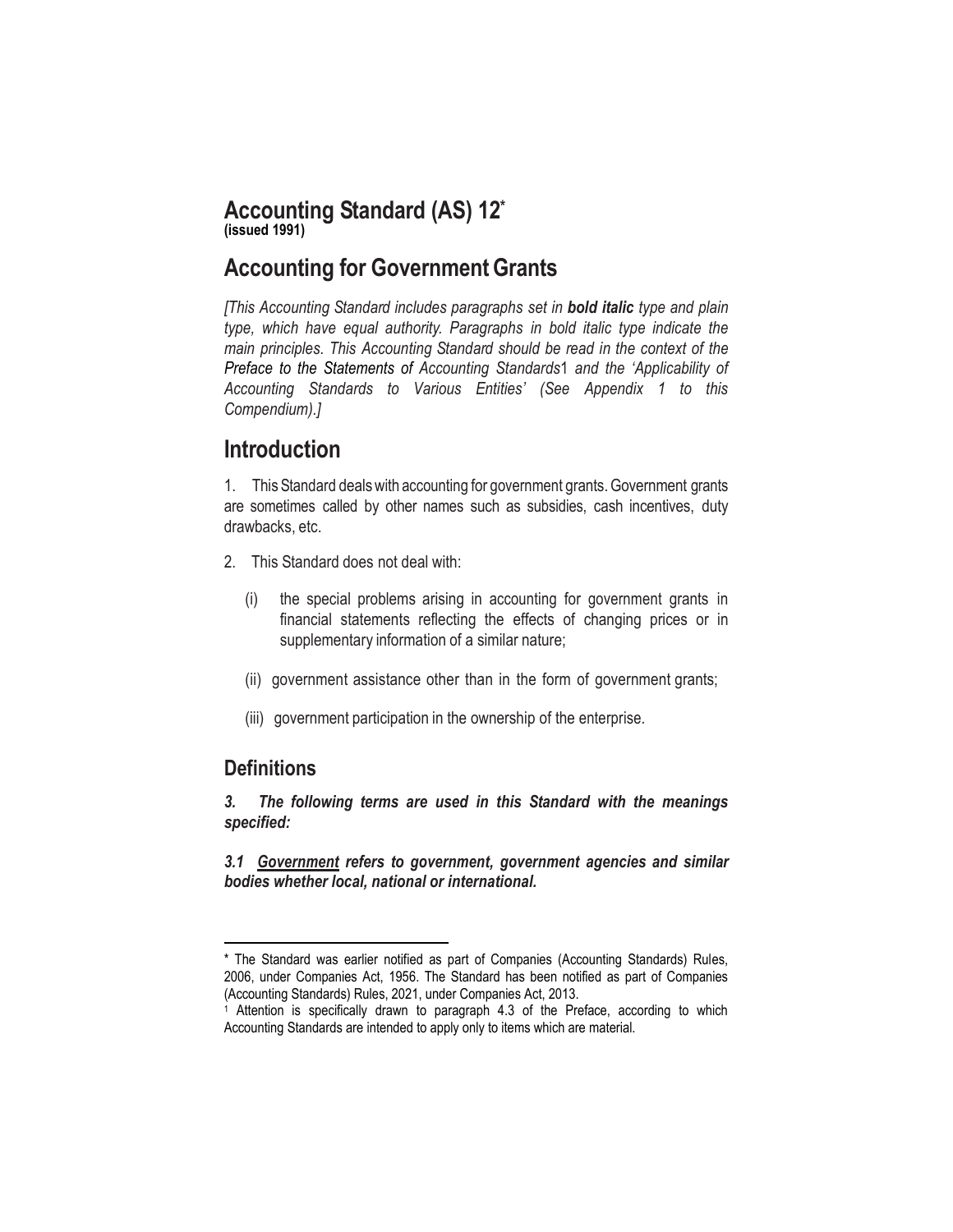# Accounting Standard (AS) 12*

**(issued 1991)**

# Accounting for Government Grants

*[This Accounting Standard includes paragraphs set in* ***bold italic*** *type and plain type, which have equal authority. Paragraphs in bold italic type indicate the main principles. This Accounting Standard should be read in the context of the* ***Preface to the Statements of*** *Accounting Standards*[1] *and the 'Applicability of Accounting Standards to Various Entities' (See Appendix 1 to this Compendium).]*

# Introduction

1. This Standard deals with accounting for government grants. Government grants are sometimes called by other names such as subsidies, cash incentives, duty drawbacks, etc.

2. This Standard does not deal with:

   (i) the special problems arising in accounting for government grants in financial statements reflecting the effects of changing prices or in supplementary information of a similar nature;

   (ii) government assistance other than in the form of government grants;

   (iii) government participation in the ownership of the enterprise.

## Definitions

***3. The following terms are used in this Standard with the meanings specified:***

***3.1 <u>Government</u> refers to government, government agencies and similar bodies whether local, national or international.***

---

\* The Standard was earlier notified as part of Companies (Accounting Standards) Rules, 2006, under Companies Act, 1956. The Standard has been notified as part of Companies (Accounting Standards) Rules, 2021, under Companies Act, 2013.

[1] Attention is specifically drawn to paragraph 4.3 of the Preface, according to which Accounting Standards are intended to apply only to items which are material.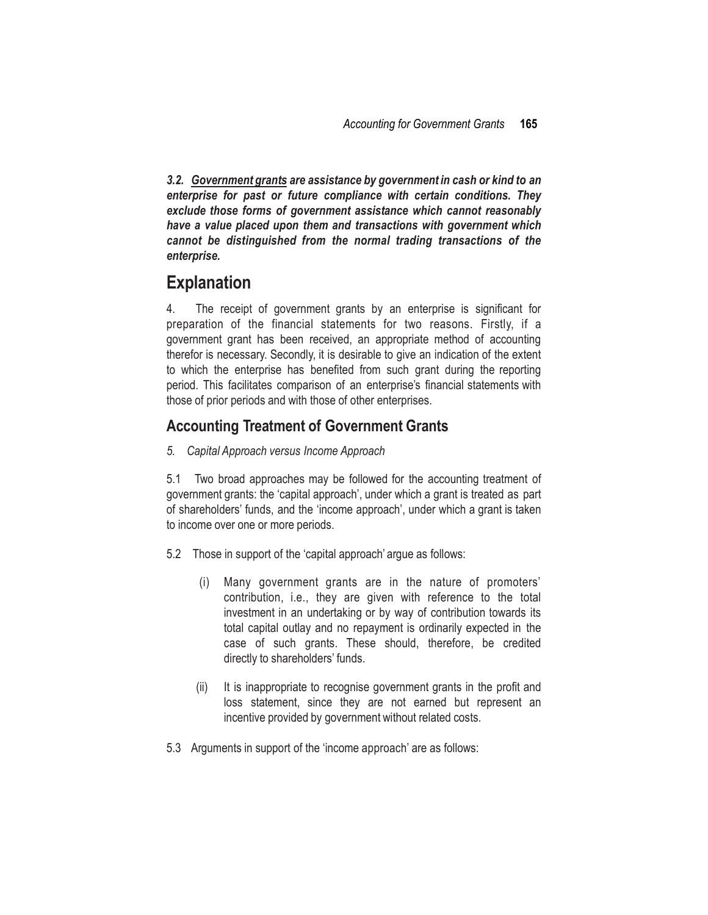***3.2. <u>Government grants</u> are assistance by government in cash or kind to an enterprise for past or future compliance with certain conditions. They exclude those forms of government assistance which cannot reasonably have a value placed upon them and transactions with government which cannot be distinguished from the normal trading transactions of the enterprise.***

## Explanation

4. The receipt of government grants by an enterprise is significant for preparation of the financial statements for two reasons. Firstly, if a government grant has been received, an appropriate method of accounting therefor is necessary. Secondly, it is desirable to give an indication of the extent to which the enterprise has benefited from such grant during the reporting period. This facilitates comparison of an enterprise's financial statements with those of prior periods and with those of other enterprises.

## Accounting Treatment of Government Grants

*5. Capital Approach versus Income Approach*

5.1 Two broad approaches may be followed for the accounting treatment of government grants: the 'capital approach', under which a grant is treated as part of shareholders' funds, and the 'income approach', under which a grant is taken to income over one or more periods.

5.2 Those in support of the 'capital approach' argue as follows:

(i) Many government grants are in the nature of promoters' contribution, i.e., they are given with reference to the total investment in an undertaking or by way of contribution towards its total capital outlay and no repayment is ordinarily expected in the case of such grants. These should, therefore, be credited directly to shareholders' funds.

(ii) It is inappropriate to recognise government grants in the profit and loss statement, since they are not earned but represent an incentive provided by government without related costs.

5.3 Arguments in support of the 'income approach' are as follows: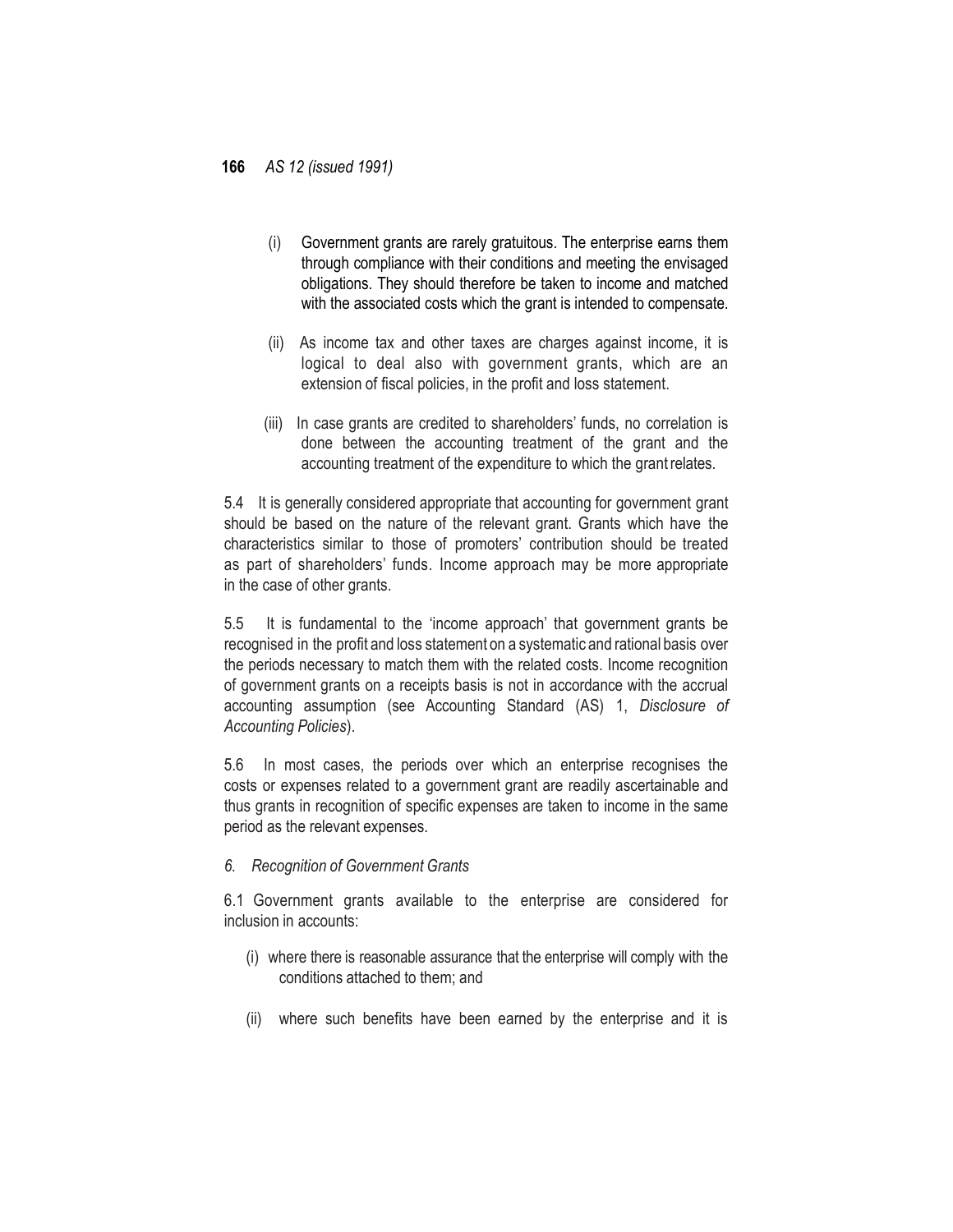(i) Government grants are rarely gratuitous. The enterprise earns them through compliance with their conditions and meeting the envisaged obligations. They should therefore be taken to income and matched with the associated costs which the grant is intended to compensate.

(ii) As income tax and other taxes are charges against income, it is logical to deal also with government grants, which are an extension of fiscal policies, in the profit and loss statement.

(iii) In case grants are credited to shareholders' funds, no correlation is done between the accounting treatment of the grant and the accounting treatment of the expenditure to which the grant relates.

5.4 It is generally considered appropriate that accounting for government grant should be based on the nature of the relevant grant. Grants which have the characteristics similar to those of promoters' contribution should be treated as part of shareholders' funds. Income approach may be more appropriate in the case of other grants.

5.5 It is fundamental to the 'income approach' that government grants be recognised in the profit and loss statement on a systematic and rational basis over the periods necessary to match them with the related costs. Income recognition of government grants on a receipts basis is not in accordance with the accrual accounting assumption (see Accounting Standard (AS) 1, *Disclosure of Accounting Policies*).

5.6 In most cases, the periods over which an enterprise recognises the costs or expenses related to a government grant are readily ascertainable and thus grants in recognition of specific expenses are taken to income in the same period as the relevant expenses.

*6. Recognition of Government Grants*

6.1 Government grants available to the enterprise are considered for inclusion in accounts:

(i) where there is reasonable assurance that the enterprise will comply with the conditions attached to them; and

(ii) where such benefits have been earned by the enterprise and it is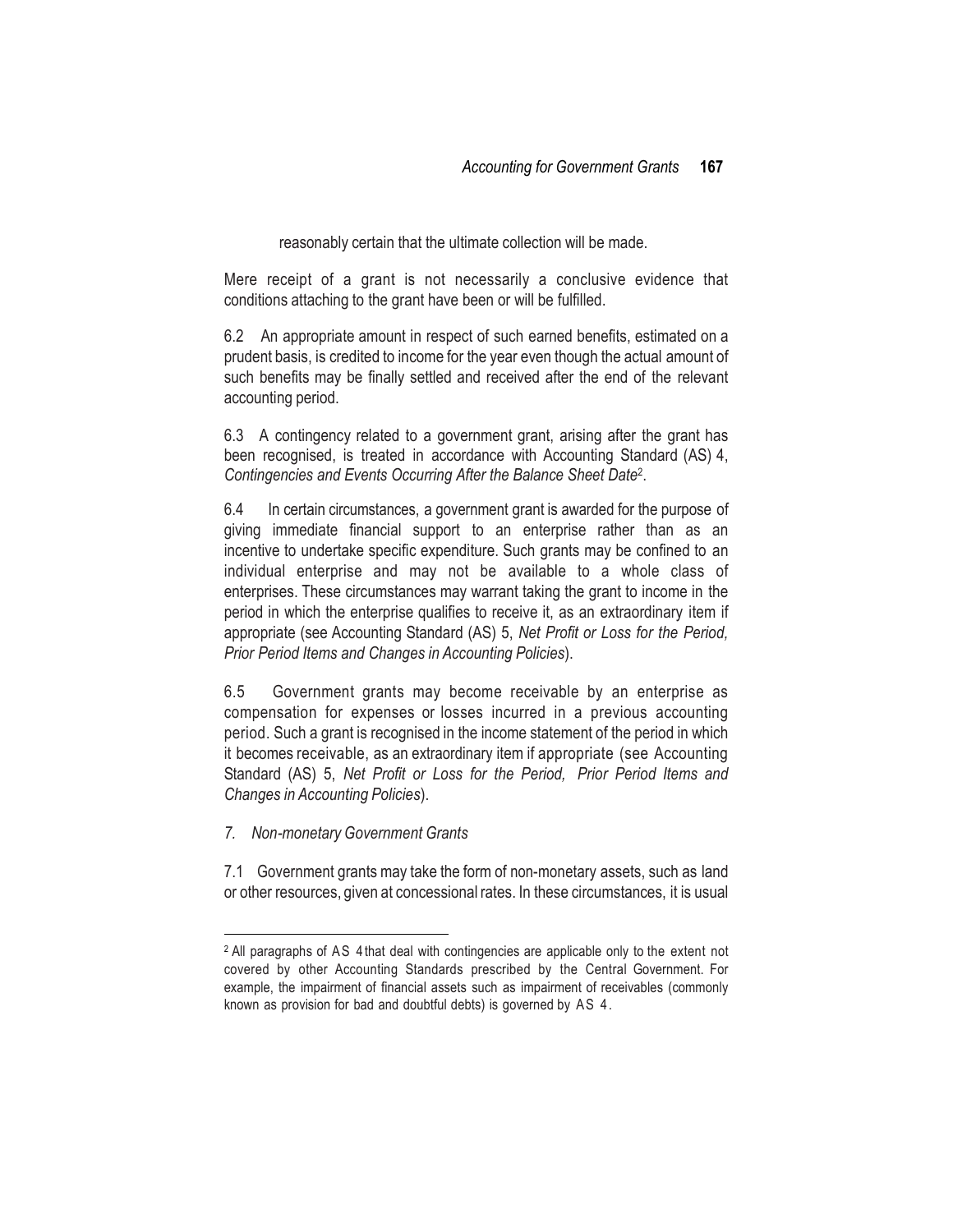reasonably certain that the ultimate collection will be made.

Mere receipt of a grant is not necessarily a conclusive evidence that conditions attaching to the grant have been or will be fulfilled.

6.2 An appropriate amount in respect of such earned benefits, estimated on a prudent basis, is credited to income for the year even though the actual amount of such benefits may be finally settled and received after the end of the relevant accounting period.

6.3 A contingency related to a government grant, arising after the grant has been recognised, is treated in accordance with Accounting Standard (AS) 4, *Contingencies and Events Occurring After the Balance Sheet Date*[2].

6.4 In certain circumstances, a government grant is awarded for the purpose of giving immediate financial support to an enterprise rather than as an incentive to undertake specific expenditure. Such grants may be confined to an individual enterprise and may not be available to a whole class of enterprises. These circumstances may warrant taking the grant to income in the period in which the enterprise qualifies to receive it, as an extraordinary item if appropriate (see Accounting Standard (AS) 5, *Net Profit or Loss for the Period, Prior Period Items and Changes in Accounting Policies*).

6.5 Government grants may become receivable by an enterprise as compensation for expenses or losses incurred in a previous accounting period. Such a grant is recognised in the income statement of the period in which it becomes receivable, as an extraordinary item if appropriate (see Accounting Standard (AS) 5, *Net Profit or Loss for the Period, Prior Period Items and Changes in Accounting Policies*).

*7. Non-monetary Government Grants*

7.1 Government grants may take the form of non-monetary assets, such as land or other resources, given at concessional rates. In these circumstances, it is usual

---

[2] All paragraphs of AS 4 that deal with contingencies are applicable only to the extent not covered by other Accounting Standards prescribed by the Central Government. For example, the impairment of financial assets such as impairment of receivables (commonly known as provision for bad and doubtful debts) is governed by AS 4.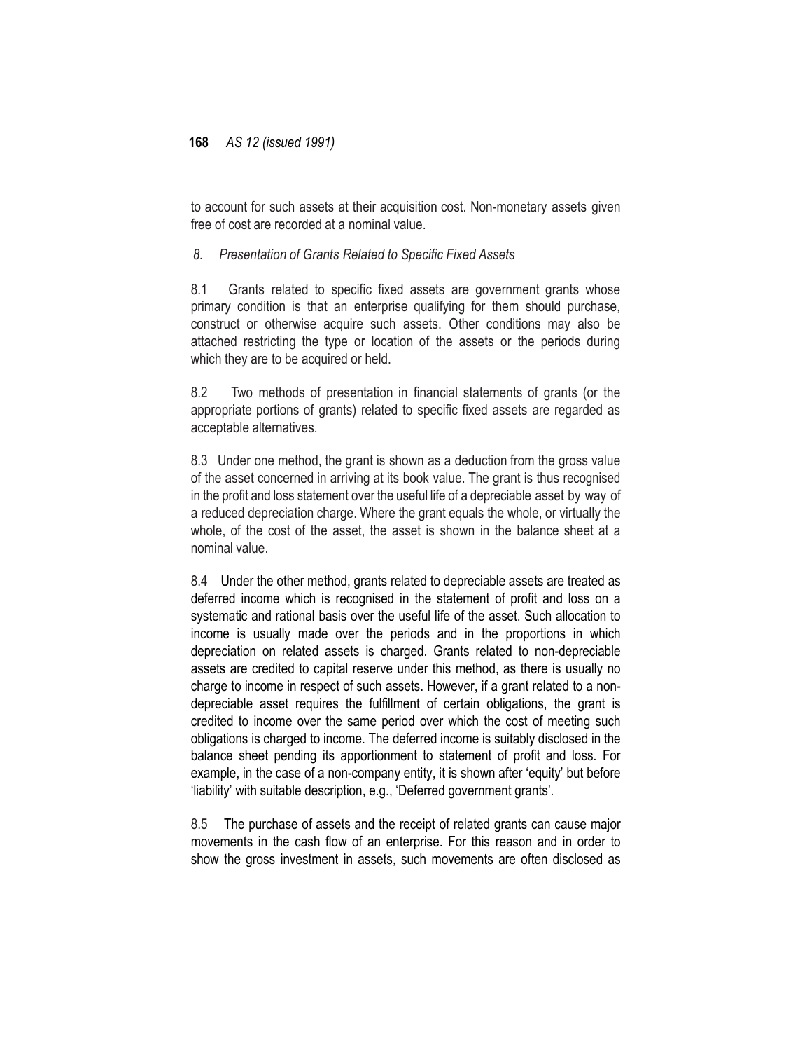to account for such assets at their acquisition cost. Non-monetary assets given free of cost are recorded at a nominal value.

### *8. Presentation of Grants Related to Specific Fixed Assets*

8.1 Grants related to specific fixed assets are government grants whose primary condition is that an enterprise qualifying for them should purchase, construct or otherwise acquire such assets. Other conditions may also be attached restricting the type or location of the assets or the periods during which they are to be acquired or held.

8.2 Two methods of presentation in financial statements of grants (or the appropriate portions of grants) related to specific fixed assets are regarded as acceptable alternatives.

8.3 Under one method, the grant is shown as a deduction from the gross value of the asset concerned in arriving at its book value. The grant is thus recognised in the profit and loss statement over the useful life of a depreciable asset by way of a reduced depreciation charge. Where the grant equals the whole, or virtually the whole, of the cost of the asset, the asset is shown in the balance sheet at a nominal value.

8.4 Under the other method, grants related to depreciable assets are treated as deferred income which is recognised in the statement of profit and loss on a systematic and rational basis over the useful life of the asset. Such allocation to income is usually made over the periods and in the proportions in which depreciation on related assets is charged. Grants related to non-depreciable assets are credited to capital reserve under this method, as there is usually no charge to income in respect of such assets. However, if a grant related to a non-depreciable asset requires the fulfillment of certain obligations, the grant is credited to income over the same period over which the cost of meeting such obligations is charged to income. The deferred income is suitably disclosed in the balance sheet pending its apportionment to statement of profit and loss. For example, in the case of a non-company entity, it is shown after 'equity' but before 'liability' with suitable description, e.g., 'Deferred government grants'.

8.5 The purchase of assets and the receipt of related grants can cause major movements in the cash flow of an enterprise. For this reason and in order to show the gross investment in assets, such movements are often disclosed as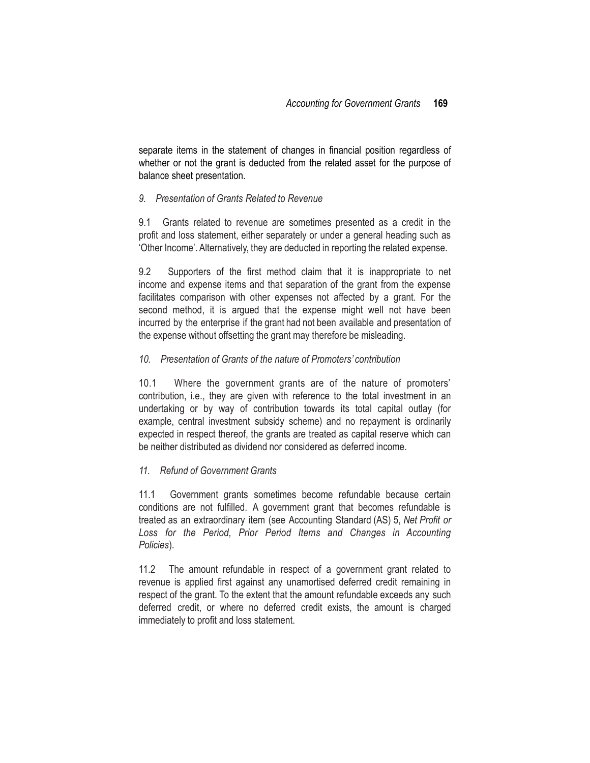separate items in the statement of changes in financial position regardless of whether or not the grant is deducted from the related asset for the purpose of balance sheet presentation.

### *9. Presentation of Grants Related to Revenue*

9.1 Grants related to revenue are sometimes presented as a credit in the profit and loss statement, either separately or under a general heading such as 'Other Income'. Alternatively, they are deducted in reporting the related expense.

9.2 Supporters of the first method claim that it is inappropriate to net income and expense items and that separation of the grant from the expense facilitates comparison with other expenses not affected by a grant. For the second method, it is argued that the expense might well not have been incurred by the enterprise if the grant had not been available and presentation of the expense without offsetting the grant may therefore be misleading.

### *10. Presentation of Grants of the nature of Promoters' contribution*

10.1 Where the government grants are of the nature of promoters' contribution, i.e., they are given with reference to the total investment in an undertaking or by way of contribution towards its total capital outlay (for example, central investment subsidy scheme) and no repayment is ordinarily expected in respect thereof, the grants are treated as capital reserve which can be neither distributed as dividend nor considered as deferred income.

### *11. Refund of Government Grants*

11.1 Government grants sometimes become refundable because certain conditions are not fulfilled. A government grant that becomes refundable is treated as an extraordinary item (see Accounting Standard (AS) 5, *Net Profit or Loss for the Period, Prior Period Items and Changes in Accounting Policies*).

11.2 The amount refundable in respect of a government grant related to revenue is applied first against any unamortised deferred credit remaining in respect of the grant. To the extent that the amount refundable exceeds any such deferred credit, or where no deferred credit exists, the amount is charged immediately to profit and loss statement.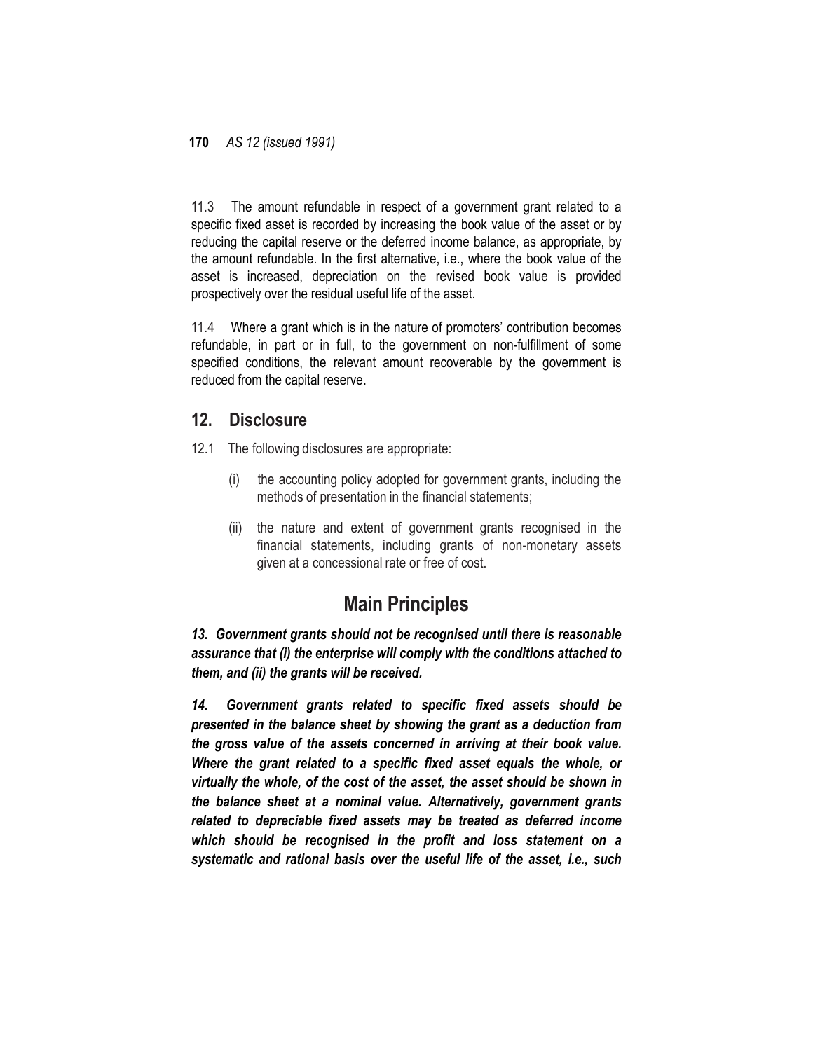11.3 The amount refundable in respect of a government grant related to a specific fixed asset is recorded by increasing the book value of the asset or by reducing the capital reserve or the deferred income balance, as appropriate, by the amount refundable. In the first alternative, i.e., where the book value of the asset is increased, depreciation on the revised book value is provided prospectively over the residual useful life of the asset.

11.4 Where a grant which is in the nature of promoters' contribution becomes refundable, in part or in full, to the government on non-fulfillment of some specified conditions, the relevant amount recoverable by the government is reduced from the capital reserve.

## 12. Disclosure

12.1 The following disclosures are appropriate:

(i) the accounting policy adopted for government grants, including the methods of presentation in the financial statements;

(ii) the nature and extent of government grants recognised in the financial statements, including grants of non-monetary assets given at a concessional rate or free of cost.

# Main Principles

***13. Government grants should not be recognised until there is reasonable assurance that (i) the enterprise will comply with the conditions attached to them, and (ii) the grants will be received.***

***14. Government grants related to specific fixed assets should be presented in the balance sheet by showing the grant as a deduction from the gross value of the assets concerned in arriving at their book value. Where the grant related to a specific fixed asset equals the whole, or virtually the whole, of the cost of the asset, the asset should be shown in the balance sheet at a nominal value. Alternatively, government grants related to depreciable fixed assets may be treated as deferred income which should be recognised in the profit and loss statement on a systematic and rational basis over the useful life of the asset, i.e., such***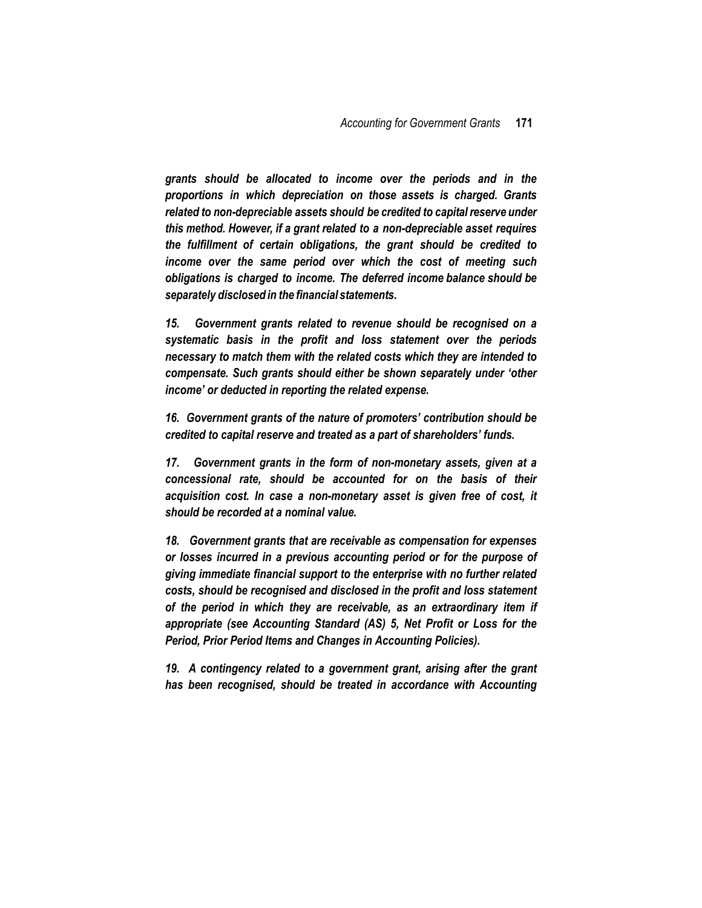*grants should be allocated to income over the periods and in the proportions in which depreciation on those assets is charged. Grants related to non-depreciable assets should be credited to capital reserve under this method. However, if a grant related to a non-depreciable asset requires the fulfillment of certain obligations, the grant should be credited to income over the same period over which the cost of meeting such obligations is charged to income. The deferred income balance should be separately disclosed in the financial statements.*

*15. Government grants related to revenue should be recognised on a systematic basis in the profit and loss statement over the periods necessary to match them with the related costs which they are intended to compensate. Such grants should either be shown separately under 'other income' or deducted in reporting the related expense.*

*16. Government grants of the nature of promoters' contribution should be credited to capital reserve and treated as a part of shareholders' funds.*

*17. Government grants in the form of non-monetary assets, given at a concessional rate, should be accounted for on the basis of their acquisition cost. In case a non-monetary asset is given free of cost, it should be recorded at a nominal value.*

*18. Government grants that are receivable as compensation for expenses or losses incurred in a previous accounting period or for the purpose of giving immediate financial support to the enterprise with no further related costs, should be recognised and disclosed in the profit and loss statement of the period in which they are receivable, as an extraordinary item if appropriate (see Accounting Standard (AS) 5, Net Profit or Loss for the Period, Prior Period Items and Changes in Accounting Policies).*

*19. A contingency related to a government grant, arising after the grant has been recognised, should be treated in accordance with Accounting*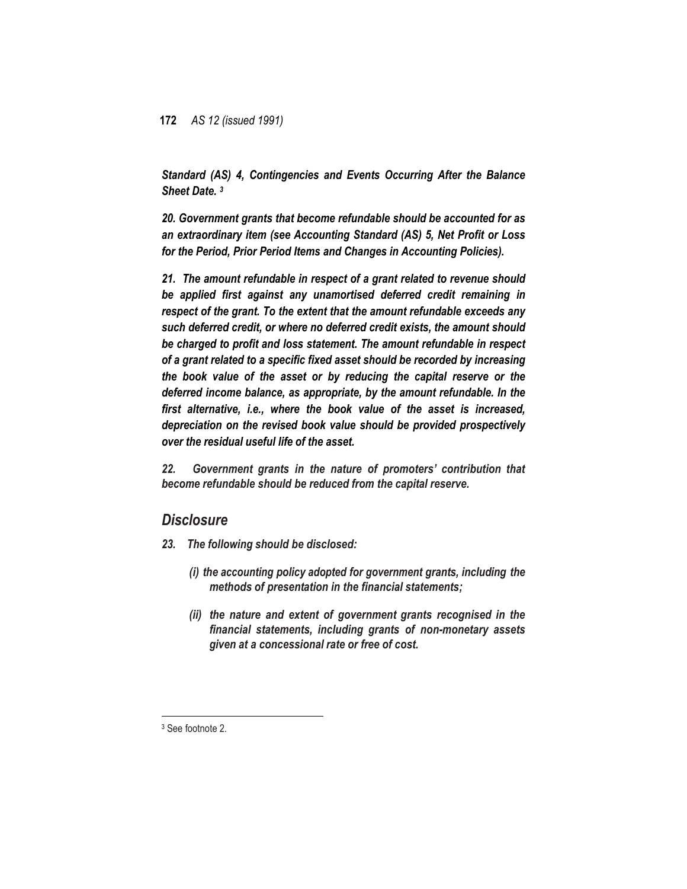***Standard (AS) 4, Contingencies and Events Occurring After the Balance Sheet Date.*** [3]

***20. Government grants that become refundable should be accounted for as an extraordinary item (see Accounting Standard (AS) 5, Net Profit or Loss for the Period, Prior Period Items and Changes in Accounting Policies).***

***21. The amount refundable in respect of a grant related to revenue should be applied first against any unamortised deferred credit remaining in respect of the grant. To the extent that the amount refundable exceeds any such deferred credit, or where no deferred credit exists, the amount should be charged to profit and loss statement. The amount refundable in respect of a grant related to a specific fixed asset should be recorded by increasing the book value of the asset or by reducing the capital reserve or the deferred income balance, as appropriate, by the amount refundable. In the first alternative, i.e., where the book value of the asset is increased, depreciation on the revised book value should be provided prospectively over the residual useful life of the asset.***

***22. Government grants in the nature of promoters' contribution that become refundable should be reduced from the capital reserve.***

## *Disclosure*

***23. The following should be disclosed:***

- ***(i) the accounting policy adopted for government grants, including the methods of presentation in the financial statements;***
- ***(ii) the nature and extent of government grants recognised in the financial statements, including grants of non-monetary assets given at a concessional rate or free of cost.***

[3] See footnote 2.